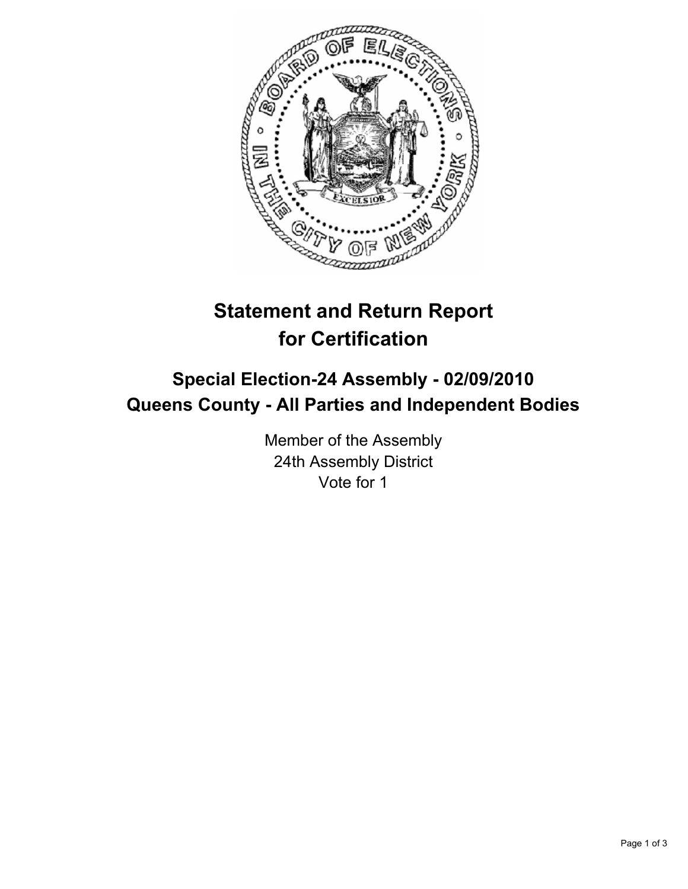# Statement and Return Report for Certification

## Special Election-24 Assembly - 02/09/2010
## Queens County - All Parties and Independent Bodies

Member of the Assembly
24th Assembly District
Vote for 1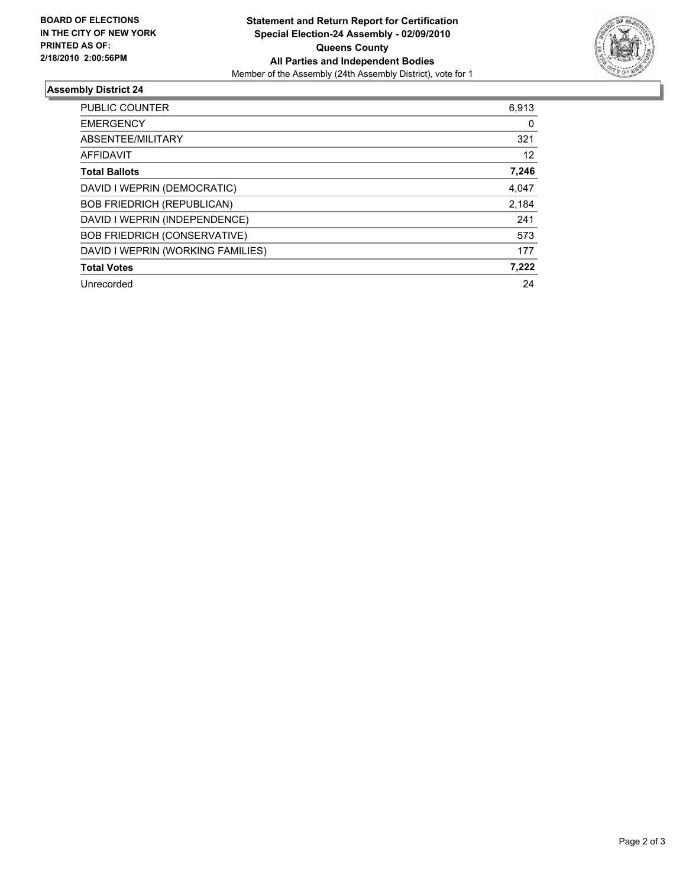**BOARD OF ELECTIONS IN THE CITY OF NEW YORK PRINTED AS OF: 2/18/2010 2:00:56PM**

# Statement and Return Report for Certification
## Special Election-24 Assembly - 02/09/2010
## Queens County
## All Parties and Independent Bodies
Member of the Assembly (24th Assembly District), vote for 1

### Assembly District 24

| | |
|---|---|
| PUBLIC COUNTER | 6,913 |
| EMERGENCY | 0 |
| ABSENTEE/MILITARY | 321 |
| AFFIDAVIT | 12 |
| **Total Ballots** | **7,246** |
| DAVID I WEPRIN (DEMOCRATIC) | 4,047 |
| BOB FRIEDRICH (REPUBLICAN) | 2,184 |
| DAVID I WEPRIN (INDEPENDENCE) | 241 |
| BOB FRIEDRICH (CONSERVATIVE) | 573 |
| DAVID I WEPRIN (WORKING FAMILIES) | 177 |
| **Total Votes** | **7,222** |
| Unrecorded | 24 |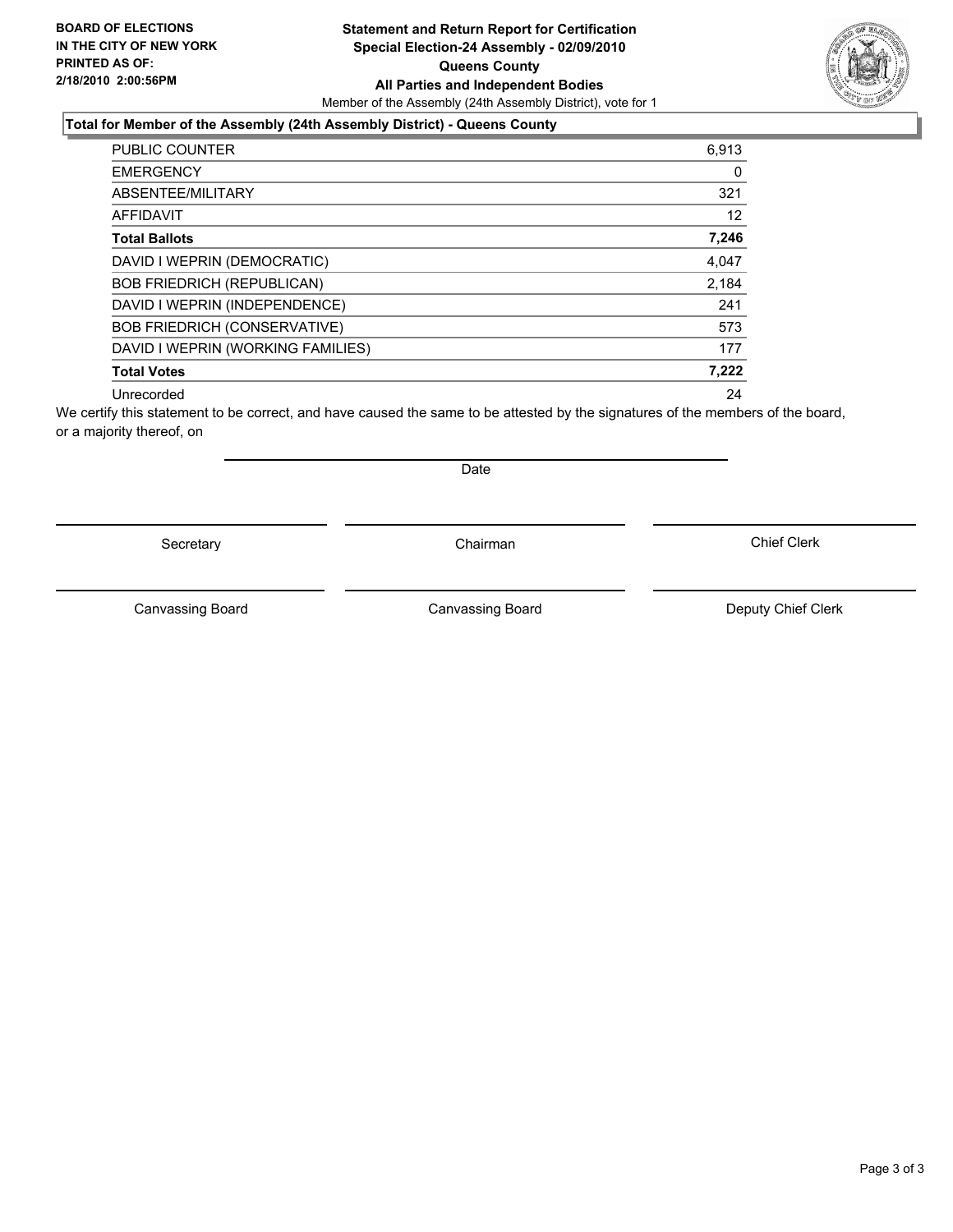**BOARD OF ELECTIONS IN THE CITY OF NEW YORK PRINTED AS OF: 2/18/2010 2:00:56PM**

**Statement and Return Report for Certification**
**Special Election-24 Assembly - 02/09/2010**
**Queens County**
**All Parties and Independent Bodies**
Member of the Assembly (24th Assembly District), vote for 1

**Total for Member of the Assembly (24th Assembly District) - Queens County**

| | |
|---|---|
| PUBLIC COUNTER | 6,913 |
| EMERGENCY | 0 |
| ABSENTEE/MILITARY | 321 |
| AFFIDAVIT | 12 |
| **Total Ballots** | **7,246** |
| DAVID I WEPRIN (DEMOCRATIC) | 4,047 |
| BOB FRIEDRICH (REPUBLICAN) | 2,184 |
| DAVID I WEPRIN (INDEPENDENCE) | 241 |
| BOB FRIEDRICH (CONSERVATIVE) | 573 |
| DAVID I WEPRIN (WORKING FAMILIES) | 177 |
| **Total Votes** | **7,222** |
| Unrecorded | 24 |

We certify this statement to be correct, and have caused the same to be attested by the signatures of the members of the board, or a majority thereof, on

Date

Secretary

Chairman

Chief Clerk

Canvassing Board

Canvassing Board

Deputy Chief Clerk